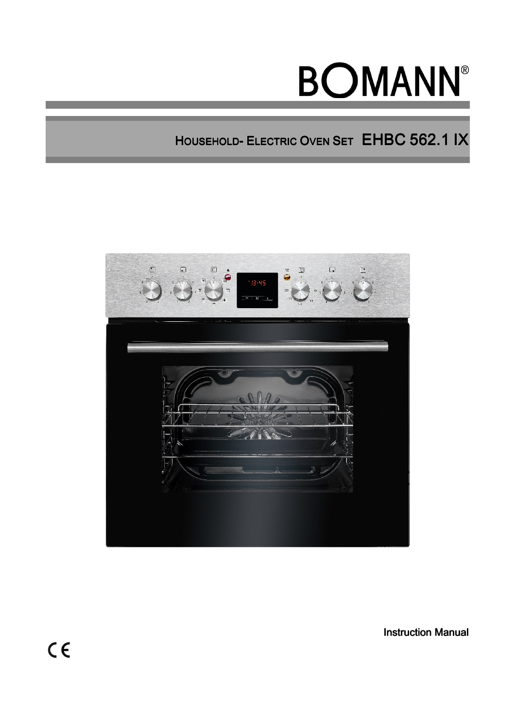# BOMANN®

## HOUSEHOLD- ELECTRIC OVEN SET EHBC 562.1 IX

Instruction Manual

CE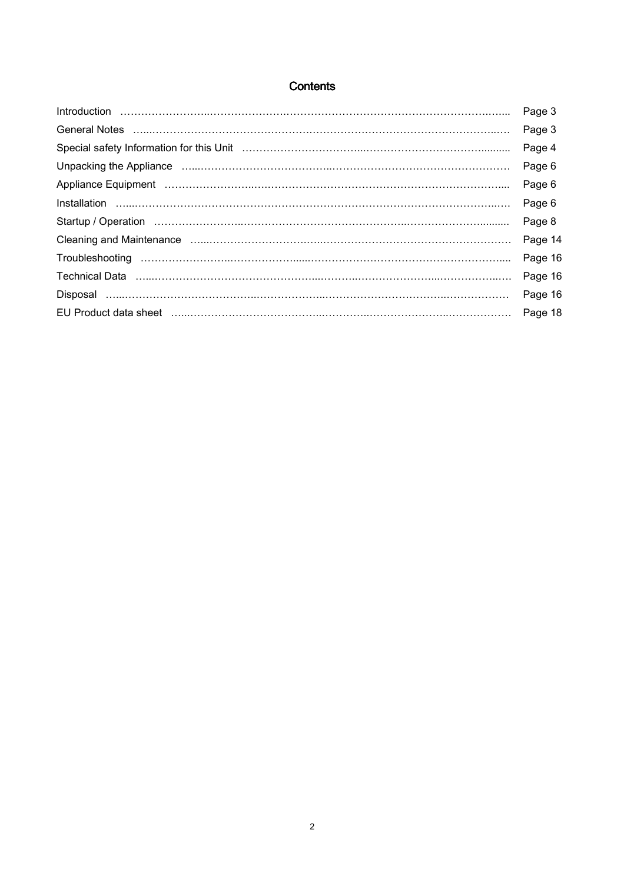# Contents

| | |
|---|---|
| Introduction | Page 3 |
| General Notes | Page 3 |
| Special safety Information for this Unit | Page 4 |
| Unpacking the Appliance | Page 6 |
| Appliance Equipment | Page 6 |
| Installation | Page 6 |
| Startup / Operation | Page 8 |
| Cleaning and Maintenance | Page 14 |
| Troubleshooting | Page 16 |
| Technical Data | Page 16 |
| Disposal | Page 16 |
| EU Product data sheet | Page 18 |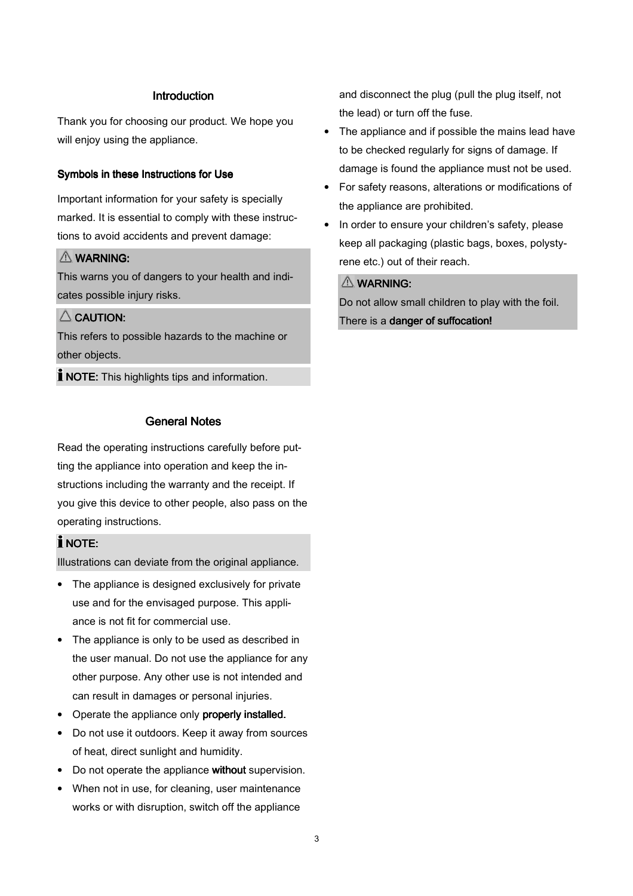## Introduction

Thank you for choosing our product. We hope you will enjoy using the appliance.

### Symbols in these Instructions for Use

Important information for your safety is specially marked. It is essential to comply with these instructions to avoid accidents and prevent damage:

⚠ **WARNING:**
This warns you of dangers to your health and indicates possible injury risks.

△ **CAUTION:**
This refers to possible hazards to the machine or other objects.

**NOTE:** This highlights tips and information.

## General Notes

Read the operating instructions carefully before putting the appliance into operation and keep the instructions including the warranty and the receipt. If you give this device to other people, also pass on the operating instructions.

**NOTE:**
Illustrations can deviate from the original appliance.

- The appliance is designed exclusively for private use and for the envisaged purpose. This appliance is not fit for commercial use.
- The appliance is only to be used as described in the user manual. Do not use the appliance for any other purpose. Any other use is not intended and can result in damages or personal injuries.
- Operate the appliance only **properly installed.**
- Do not use it outdoors. Keep it away from sources of heat, direct sunlight and humidity.
- Do not operate the appliance **without** supervision.
- When not in use, for cleaning, user maintenance works or with disruption, switch off the appliance and disconnect the plug (pull the plug itself, not the lead) or turn off the fuse.
- The appliance and if possible the mains lead have to be checked regularly for signs of damage. If damage is found the appliance must not be used.
- For safety reasons, alterations or modifications of the appliance are prohibited.
- In order to ensure your children's safety, please keep all packaging (plastic bags, boxes, polystyrene etc.) out of their reach.

⚠ **WARNING:**
Do not allow small children to play with the foil. There is a **danger of suffocation!**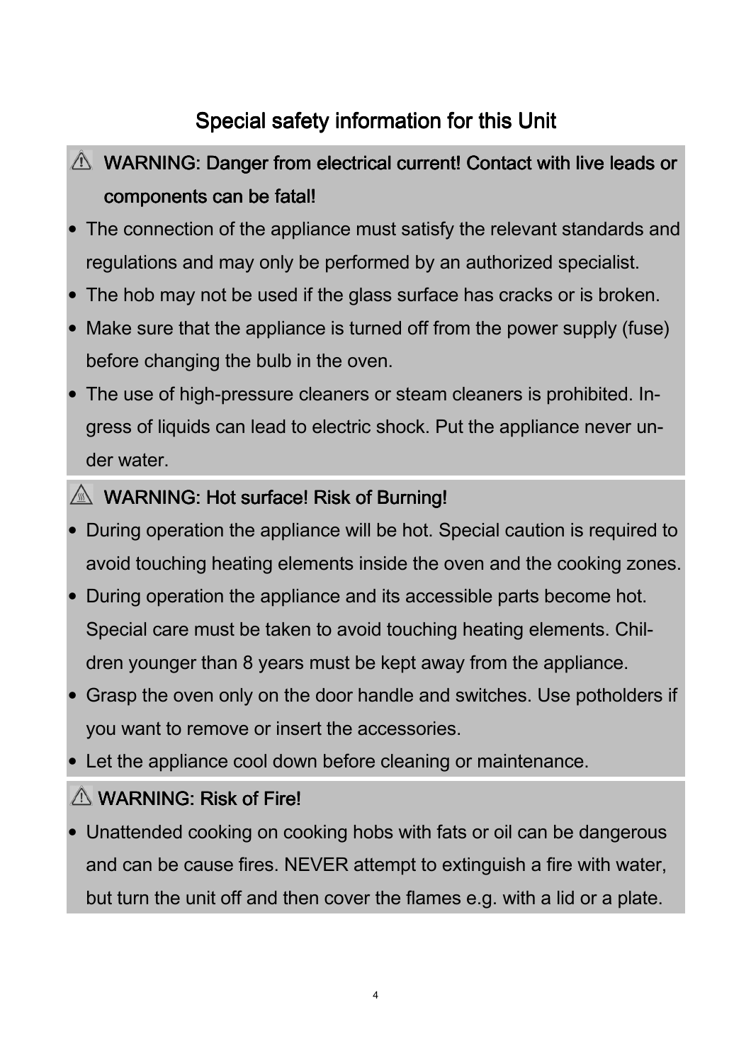# Special safety information for this Unit

⚠ **WARNING: Danger from electrical current! Contact with live leads or components can be fatal!**

- The connection of the appliance must satisfy the relevant standards and regulations and may only be performed by an authorized specialist.
- The hob may not be used if the glass surface has cracks or is broken.
- Make sure that the appliance is turned off from the power supply (fuse) before changing the bulb in the oven.
- The use of high-pressure cleaners or steam cleaners is prohibited. Ingress of liquids can lead to electric shock. Put the appliance never under water.

⚠ **WARNING: Hot surface! Risk of Burning!**

- During operation the appliance will be hot. Special caution is required to avoid touching heating elements inside the oven and the cooking zones.
- During operation the appliance and its accessible parts become hot. Special care must be taken to avoid touching heating elements. Children younger than 8 years must be kept away from the appliance.
- Grasp the oven only on the door handle and switches. Use potholders if you want to remove or insert the accessories.
- Let the appliance cool down before cleaning or maintenance.

⚠ **WARNING: Risk of Fire!**

- Unattended cooking on cooking hobs with fats or oil can be dangerous and can be cause fires. NEVER attempt to extinguish a fire with water, but turn the unit off and then cover the flames e.g. with a lid or a plate.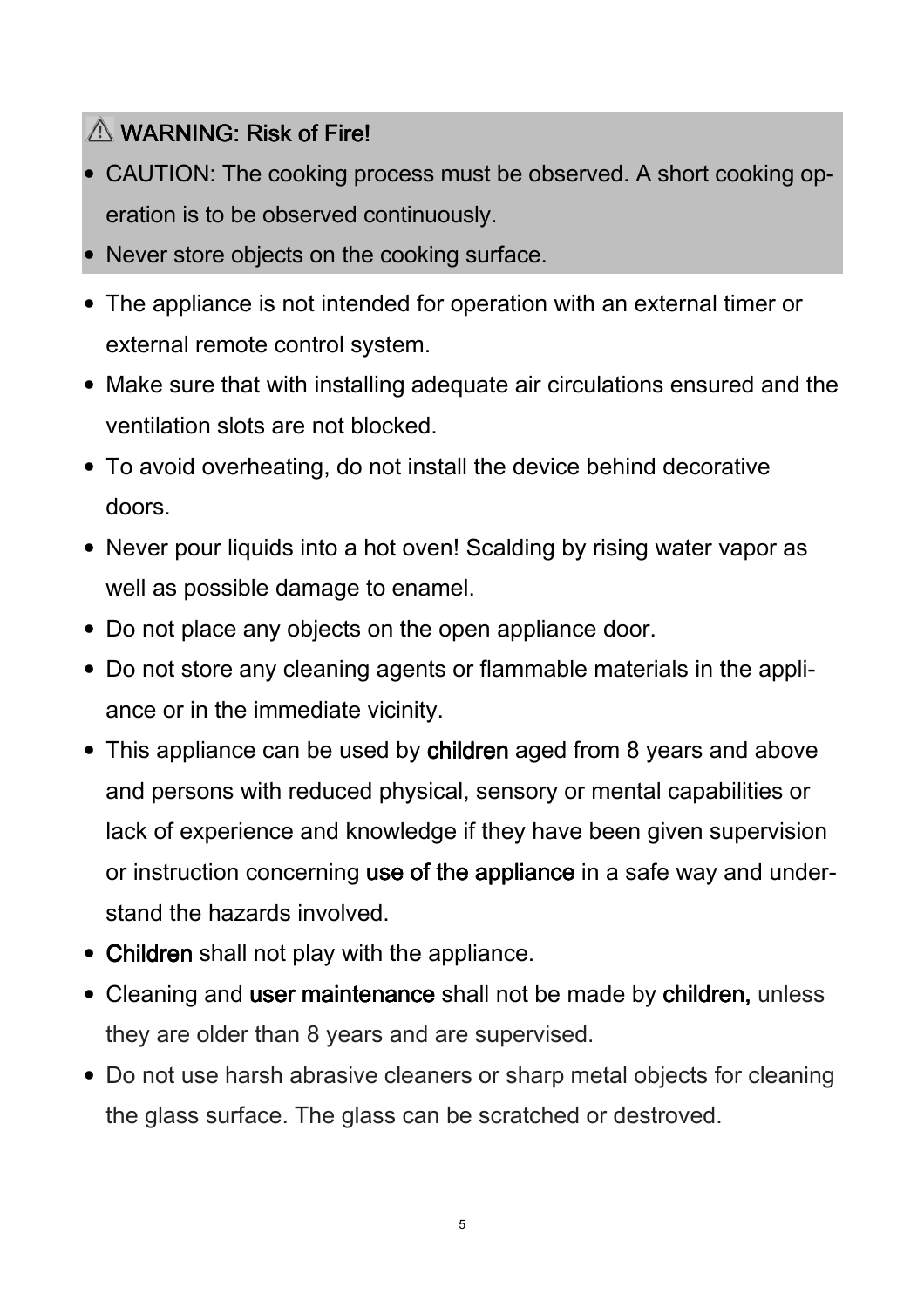⚠ **WARNING: Risk of Fire!**

- CAUTION: The cooking process must be observed. A short cooking operation is to be observed continuously.
- Never store objects on the cooking surface.

- The appliance is not intended for operation with an external timer or external remote control system.
- Make sure that with installing adequate air circulations ensured and the ventilation slots are not blocked.
- To avoid overheating, do not install the device behind decorative doors.
- Never pour liquids into a hot oven! Scalding by rising water vapor as well as possible damage to enamel.
- Do not place any objects on the open appliance door.
- Do not store any cleaning agents or flammable materials in the appliance or in the immediate vicinity.
- This appliance can be used by children aged from 8 years and above and persons with reduced physical, sensory or mental capabilities or lack of experience and knowledge if they have been given supervision or instruction concerning use of the appliance in a safe way and understand the hazards involved.
- Children shall not play with the appliance.
- Cleaning and user maintenance shall not be made by children, unless they are older than 8 years and are supervised.
- Do not use harsh abrasive cleaners or sharp metal objects for cleaning the glass surface. The glass can be scratched or destroved.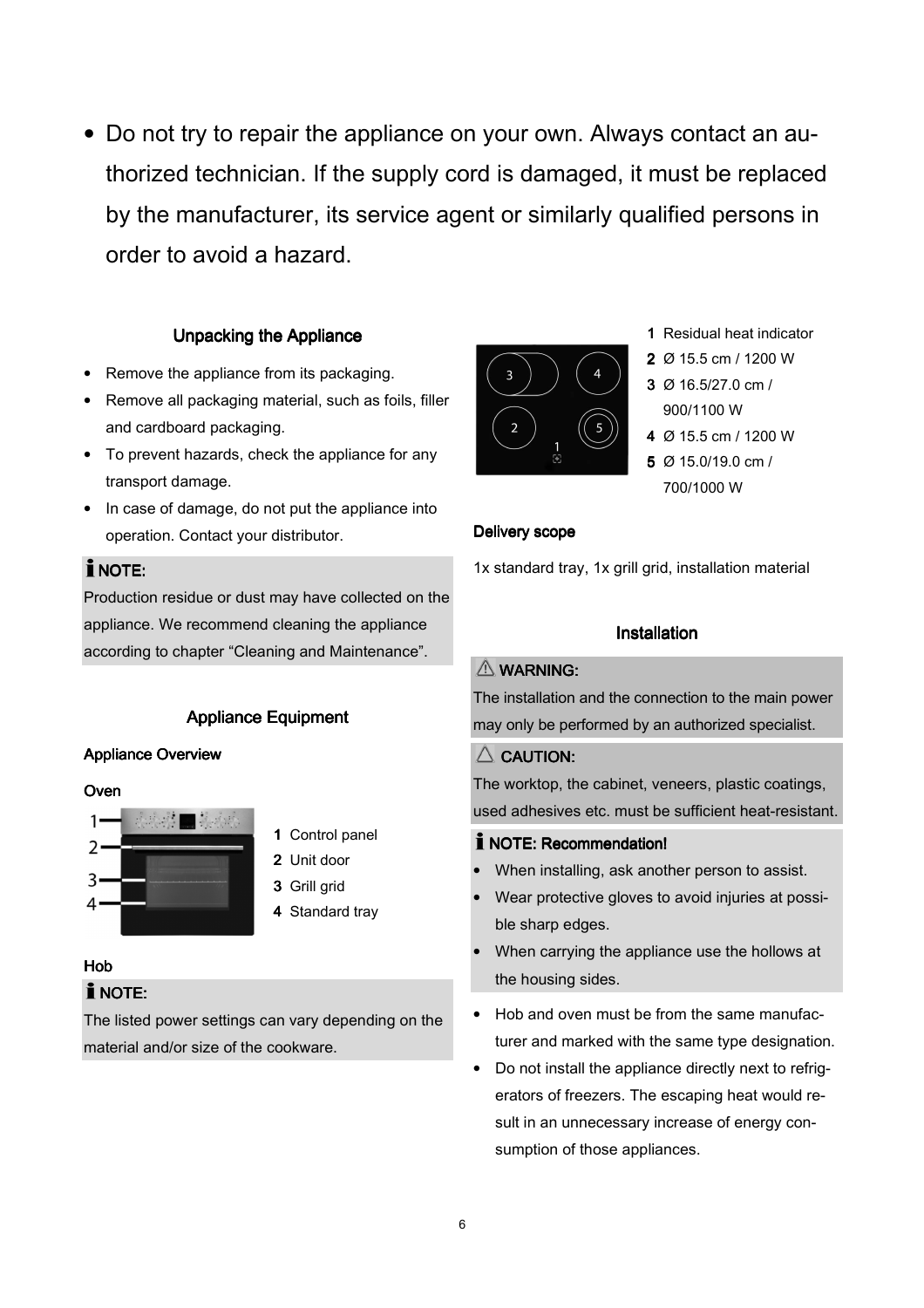- Do not try to repair the appliance on your own. Always contact an authorized technician. If the supply cord is damaged, it must be replaced by the manufacturer, its service agent or similarly qualified persons in order to avoid a hazard.

## Unpacking the Appliance

- Remove the appliance from its packaging.
- Remove all packaging material, such as foils, filler and cardboard packaging.
- To prevent hazards, check the appliance for any transport damage.
- In case of damage, do not put the appliance into operation. Contact your distributor.

**NOTE:**
Production residue or dust may have collected on the appliance. We recommend cleaning the appliance according to chapter "Cleaning and Maintenance".

## Appliance Equipment

### Appliance Overview

#### Oven

**1** Control panel
**2** Unit door
**3** Grill grid
**4** Standard tray

#### Hob

**NOTE:**
The listed power settings can vary depending on the material and/or size of the cookware.

**1** Residual heat indicator
**2** Ø 15.5 cm / 1200 W
**3** Ø 16.5/27.0 cm / 900/1100 W
**4** Ø 15.5 cm / 1200 W
**5** Ø 15.0/19.0 cm / 700/1000 W

#### Delivery scope

1x standard tray, 1x grill grid, installation material

## Installation

**WARNING:**
The installation and the connection to the main power may only be performed by an authorized specialist.

**CAUTION:**
The worktop, the cabinet, veneers, plastic coatings, used adhesives etc. must be sufficient heat-resistant.

**NOTE: Recommendation!**

- When installing, ask another person to assist.
- Wear protective gloves to avoid injuries at possible sharp edges.
- When carrying the appliance use the hollows at the housing sides.

- Hob and oven must be from the same manufacturer and marked with the same type designation.
- Do not install the appliance directly next to refrigerators of freezers. The escaping heat would result in an unnecessary increase of energy consumption of those appliances.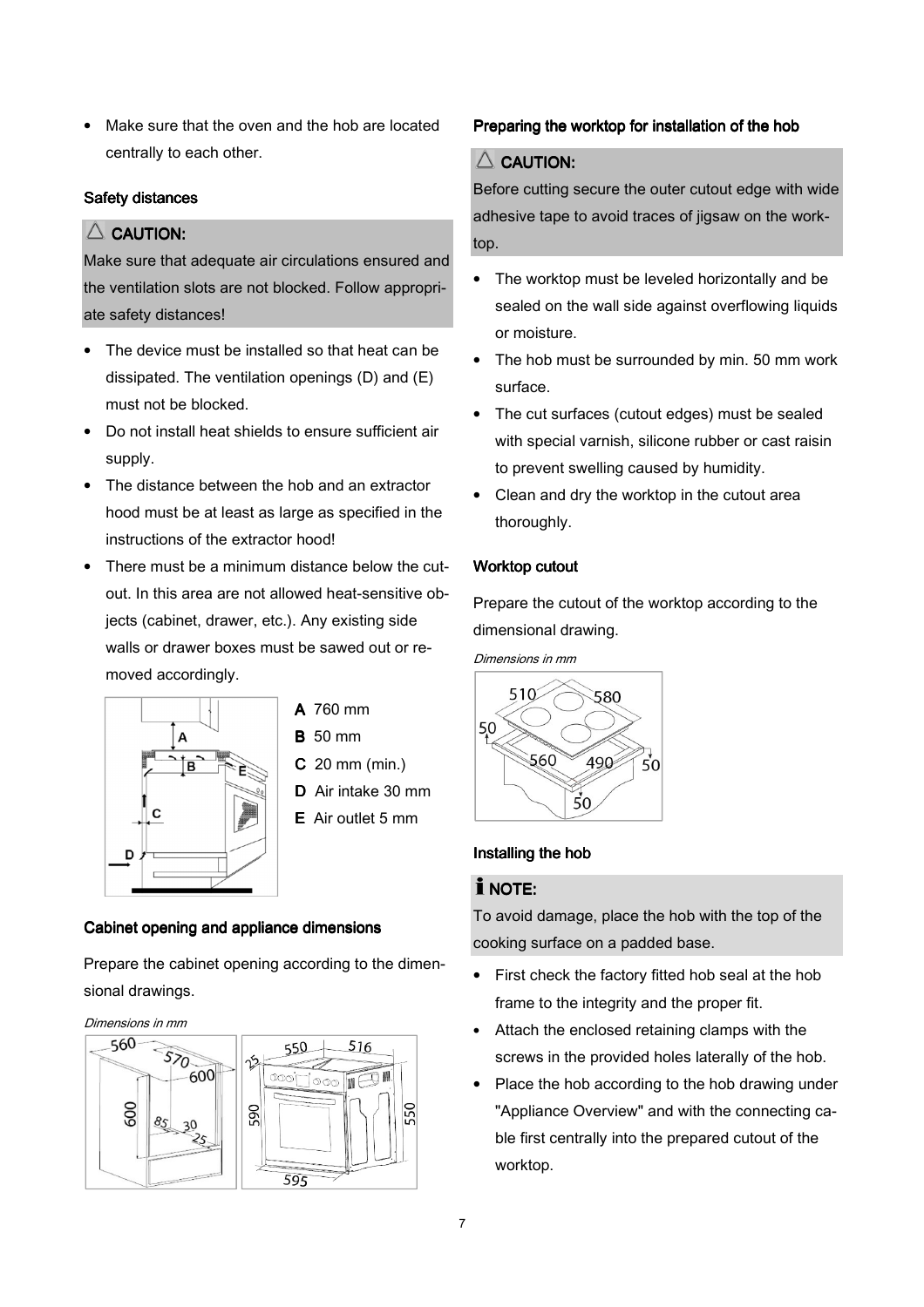- Make sure that the oven and the hob are located centrally to each other.

### Safety distances

> ⚠ **CAUTION:**
> Make sure that adequate air circulations ensured and the ventilation slots are not blocked. Follow appropriate safety distances!

- The device must be installed so that heat can be dissipated. The ventilation openings (D) and (E) must not be blocked.
- Do not install heat shields to ensure sufficient air supply.
- The distance between the hob and an extractor hood must be at least as large as specified in the instructions of the extractor hood!
- There must be a minimum distance below the cutout. In this area are not allowed heat-sensitive objects (cabinet, drawer, etc.). Any existing side walls or drawer boxes must be sawed out or removed accordingly.

**A** 760 mm
**B** 50 mm
**C** 20 mm (min.)
**D** Air intake 30 mm
**E** Air outlet 5 mm

### Cabinet opening and appliance dimensions

Prepare the cabinet opening according to the dimensional drawings.

*Dimensions in mm*

### Preparing the worktop for installation of the hob

> ⚠ **CAUTION:**
> Before cutting secure the outer cutout edge with wide adhesive tape to avoid traces of jigsaw on the worktop.

- The worktop must be leveled horizontally and be sealed on the wall side against overflowing liquids or moisture.
- The hob must be surrounded by min. 50 mm work surface.
- The cut surfaces (cutout edges) must be sealed with special varnish, silicone rubber or cast raisin to prevent swelling caused by humidity.
- Clean and dry the worktop in the cutout area thoroughly.

### Worktop cutout

Prepare the cutout of the worktop according to the dimensional drawing.

*Dimensions in mm*

### Installing the hob

> ℹ **NOTE:**
> To avoid damage, place the hob with the top of the cooking surface on a padded base.

- First check the factory fitted hob seal at the hob frame to the integrity and the proper fit.
- Attach the enclosed retaining clamps with the screws in the provided holes laterally of the hob.
- Place the hob according to the hob drawing under "Appliance Overview" and with the connecting cable first centrally into the prepared cutout of the worktop.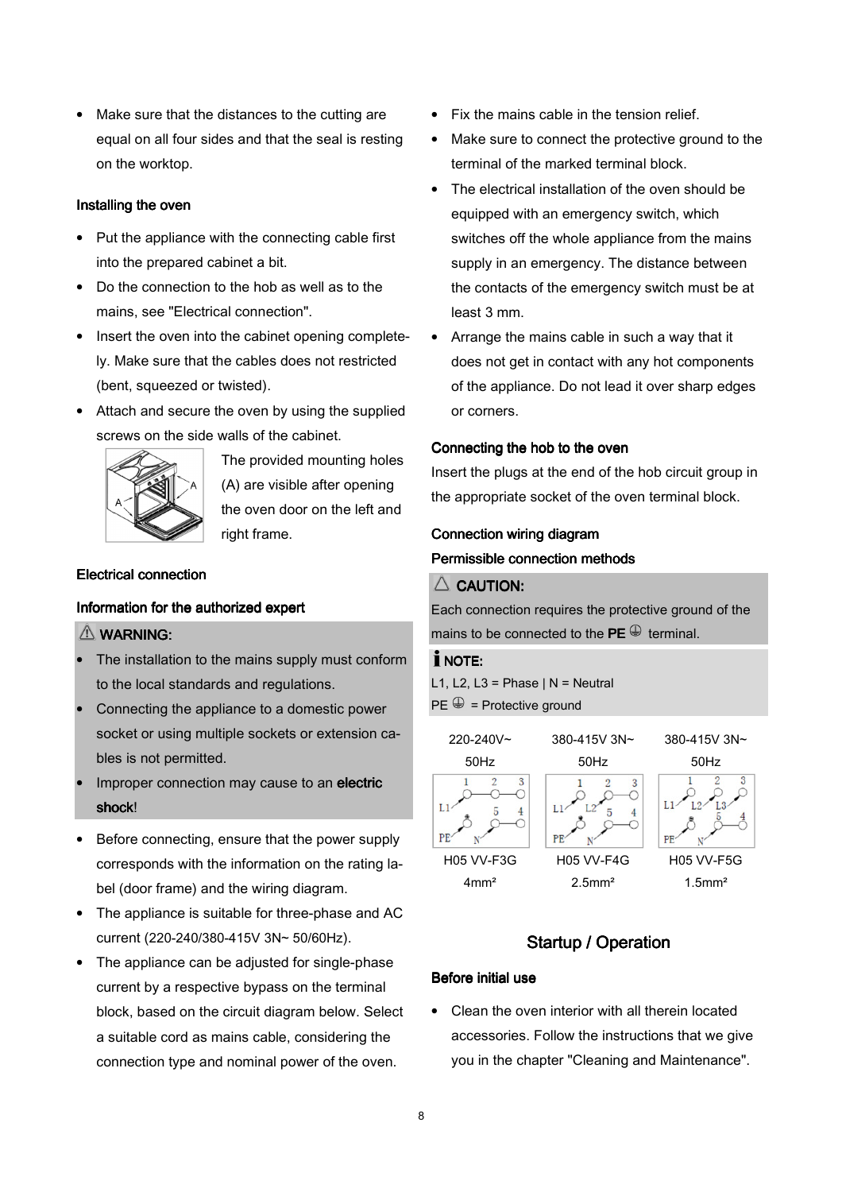- Make sure that the distances to the cutting are equal on all four sides and that the seal is resting on the worktop.

### Installing the oven

- Put the appliance with the connecting cable first into the prepared cabinet a bit.
- Do the connection to the hob as well as to the mains, see "Electrical connection".
- Insert the oven into the cabinet opening completely. Make sure that the cables does not restricted (bent, squeezed or twisted).
- Attach and secure the oven by using the supplied screws on the side walls of the cabinet.

The provided mounting holes (A) are visible after opening the oven door on the left and right frame.

### Electrical connection

### Information for the authorized expert

> ⚠ **WARNING:**
> - The installation to the mains supply must conform to the local standards and regulations.
> - Connecting the appliance to a domestic power socket or using multiple sockets or extension cables is not permitted.
> - Improper connection may cause to an **electric shock**!

- Before connecting, ensure that the power supply corresponds with the information on the rating label (door frame) and the wiring diagram.
- The appliance is suitable for three-phase and AC current (220-240/380-415V 3N~ 50/60Hz).
- The appliance can be adjusted for single-phase current by a respective bypass on the terminal block, based on the circuit diagram below. Select a suitable cord as mains cable, considering the connection type and nominal power of the oven.
- Fix the mains cable in the tension relief.
- Make sure to connect the protective ground to the terminal of the marked terminal block.
- The electrical installation of the oven should be equipped with an emergency switch, which switches off the whole appliance from the mains supply in an emergency. The distance between the contacts of the emergency switch must be at least 3 mm.
- Arrange the mains cable in such a way that it does not get in contact with any hot components of the appliance. Do not lead it over sharp edges or corners.

### Connecting the hob to the oven

Insert the plugs at the end of the hob circuit group in the appropriate socket of the oven terminal block.

### Connection wiring diagram

### Permissible connection methods

> ⚠ **CAUTION:**
> Each connection requires the protective ground of the mains to be connected to the **PE** ⏚ terminal.

> **NOTE:**
> L1, L2, L3 = Phase | N = Neutral
> PE ⏚ = Protective ground

| 220-240V~ 50Hz | 380-415V 3N~ 50Hz | 380-415V 3N~ 50Hz |
|---|---|---|
| H05 VV-F3G 4mm² | H05 VV-F4G 2.5mm² | H05 VV-F5G 1.5mm² |

## Startup / Operation

### Before initial use

- Clean the oven interior with all therein located accessories. Follow the instructions that we give you in the chapter "Cleaning and Maintenance".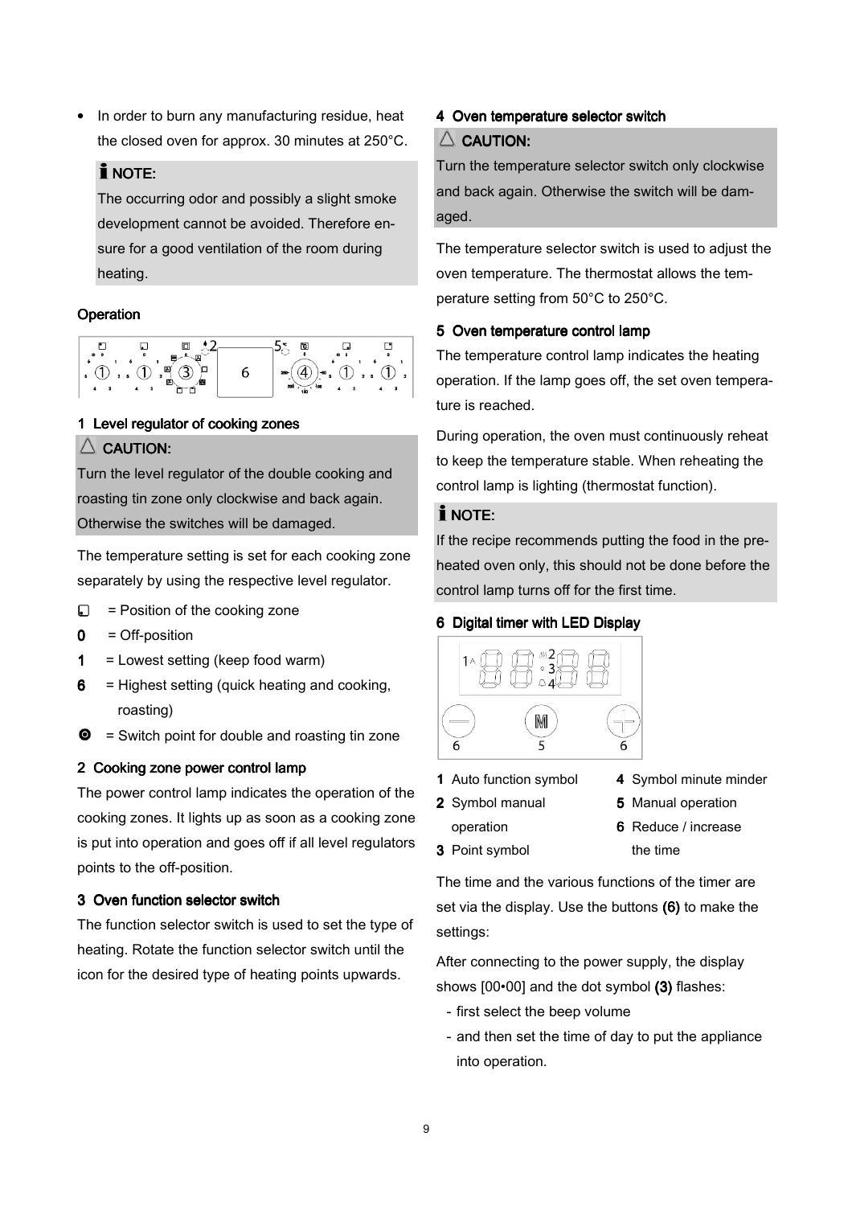- In order to burn any manufacturing residue, heat the closed oven for approx. 30 minutes at 250°C.

> **NOTE:**
> The occurring odor and possibly a slight smoke development cannot be avoided. Therefore ensure for a good ventilation of the room during heating.

### Operation

### 1 Level regulator of cooking zones

> **CAUTION:**
> Turn the level regulator of the double cooking and roasting tin zone only clockwise and back again. Otherwise the switches will be damaged.

The temperature setting is set for each cooking zone separately by using the respective level regulator.

- ◻ = Position of the cooking zone
- **0** = Off-position
- **1** = Lowest setting (keep food warm)
- **6** = Highest setting (quick heating and cooking, roasting)
- ⚫ = Switch point for double and roasting tin zone

### 2 Cooking zone power control lamp

The power control lamp indicates the operation of the cooking zones. It lights up as soon as a cooking zone is put into operation and goes off if all level regulators points to the off-position.

### 3 Oven function selector switch

The function selector switch is used to set the type of heating. Rotate the function selector switch until the icon for the desired type of heating points upwards.

### 4 Oven temperature selector switch

> **CAUTION:**
> Turn the temperature selector switch only clockwise and back again. Otherwise the switch will be damaged.

The temperature selector switch is used to adjust the oven temperature. The thermostat allows the temperature setting from 50°C to 250°C.

### 5 Oven temperature control lamp

The temperature control lamp indicates the heating operation. If the lamp goes off, the set oven temperature is reached.

During operation, the oven must continuously reheat to keep the temperature stable. When reheating the control lamp is lighting (thermostat function).

> **NOTE:**
> If the recipe recommends putting the food in the preheated oven only, this should not be done before the control lamp turns off for the first time.

### 6 Digital timer with LED Display

- **1** Auto function symbol
- **2** Symbol manual operation
- **3** Point symbol
- **4** Symbol minute minder
- **5** Manual operation
- **6** Reduce / increase the time

The time and the various functions of the timer are set via the display. Use the buttons **(6)** to make the settings:

After connecting to the power supply, the display shows [00•00] and the dot symbol **(3)** flashes:

- first select the beep volume
- and then set the time of day to put the appliance into operation.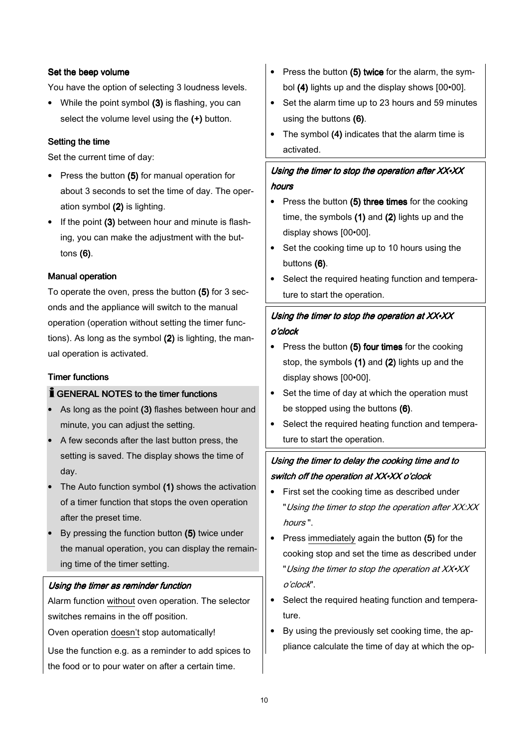#### Set the beep volume

You have the option of selecting 3 loudness levels.

- While the point symbol **(3)** is flashing, you can select the volume level using the **(+)** button.

#### Setting the time

Set the current time of day:

- Press the button **(5)** for manual operation for about 3 seconds to set the time of day. The operation symbol **(2)** is lighting.
- If the point **(3)** between hour and minute is flashing, you can make the adjustment with the buttons **(6)**.

#### Manual operation

To operate the oven, press the button **(5)** for 3 seconds and the appliance will switch to the manual operation (operation without setting the timer functions). As long as the symbol **(2)** is lighting, the manual operation is activated.

#### Timer functions

**ℹ GENERAL NOTES to the timer functions**

- As long as the point **(3)** flashes between hour and minute, you can adjust the setting.
- A few seconds after the last button press, the setting is saved. The display shows the time of day.
- The Auto function symbol **(1)** shows the activation of a timer function that stops the oven operation after the preset time.
- By pressing the function button **(5)** twice under the manual operation, you can display the remaining time of the timer setting.

***Using the timer as reminder function***

Alarm function without oven operation. The selector switches remains in the off position.

Oven operation doesn't stop automatically!

Use the function e.g. as a reminder to add spices to the food or to pour water on after a certain time.

- Press the button **(5) twice** for the alarm, the symbol **(4)** lights up and the display shows [00•00].
- Set the alarm time up to 23 hours and 59 minutes using the buttons **(6)**.
- The symbol **(4)** indicates that the alarm time is activated.

***Using the timer to stop the operation after XX•XX hours***

- Press the button **(5) three times** for the cooking time, the symbols **(1)** and **(2)** lights up and the display shows [00•00].
- Set the cooking time up to 10 hours using the buttons **(6)**.
- Select the required heating function and temperature to start the operation.

***Using the timer to stop the operation at XX•XX o'clock***

- Press the button **(5) four times** for the cooking stop, the symbols **(1)** and **(2)** lights up and the display shows [00•00].
- Set the time of day at which the operation must be stopped using the buttons **(6)**.
- Select the required heating function and temperature to start the operation.

***Using the timer to delay the cooking time and to switch off the operation at XX•XX o'clock***

- First set the cooking time as described under "*Using the timer to stop the operation after XX:XX hours* ".
- Press immediately again the button **(5)** for the cooking stop and set the time as described under "*Using the timer to stop the operation at XX•XX o'clock*".
- Select the required heating function and temperature.
- By using the previously set cooking time, the appliance calculate the time of day at which the op-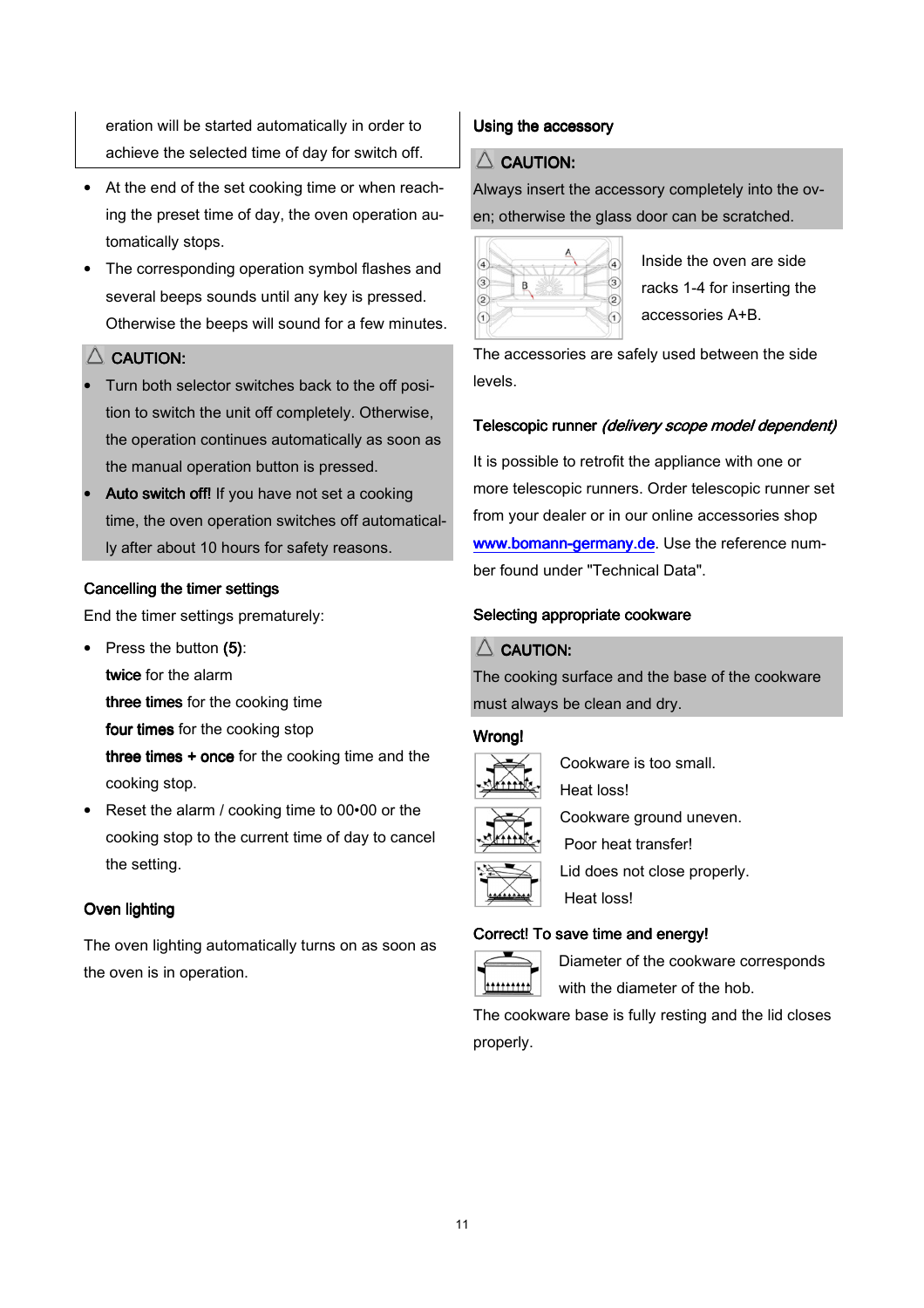eration will be started automatically in order to achieve the selected time of day for switch off.

- At the end of the set cooking time or when reaching the preset time of day, the oven operation automatically stops.
- The corresponding operation symbol flashes and several beeps sounds until any key is pressed. Otherwise the beeps will sound for a few minutes.

> △ CAUTION:
> - Turn both selector switches back to the off position to switch the unit off completely. Otherwise, the operation continues automatically as soon as the manual operation button is pressed.
> - **Auto switch off!** If you have not set a cooking time, the oven operation switches off automatically after about 10 hours for safety reasons.

### Cancelling the timer settings

End the timer settings prematurely:

- Press the button **(5)**:
  **twice** for the alarm
  **three times** for the cooking time
  **four times** for the cooking stop
  **three times + once** for the cooking time and the cooking stop.
- Reset the alarm / cooking time to 00•00 or the cooking stop to the current time of day to cancel the setting.

### Oven lighting

The oven lighting automatically turns on as soon as the oven is in operation.

### Using the accessory

> △ CAUTION:
> Always insert the accessory completely into the oven; otherwise the glass door can be scratched.

Inside the oven are side racks 1-4 for inserting the accessories A+B.

The accessories are safely used between the side levels.

### Telescopic runner *(delivery scope model dependent)*

It is possible to retrofit the appliance with one or more telescopic runners. Order telescopic runner set from your dealer or in our online accessories shop **www.bomann-germany.de**. Use the reference number found under "Technical Data".

### Selecting appropriate cookware

> △ CAUTION:
> The cooking surface and the base of the cookware must always be clean and dry.

**Wrong!**

Cookware is too small.
Heat loss!

Cookware ground uneven.
Poor heat transfer!

Lid does not close properly.
Heat loss!

**Correct! To save time and energy!**

Diameter of the cookware corresponds with the diameter of the hob.

The cookware base is fully resting and the lid closes properly.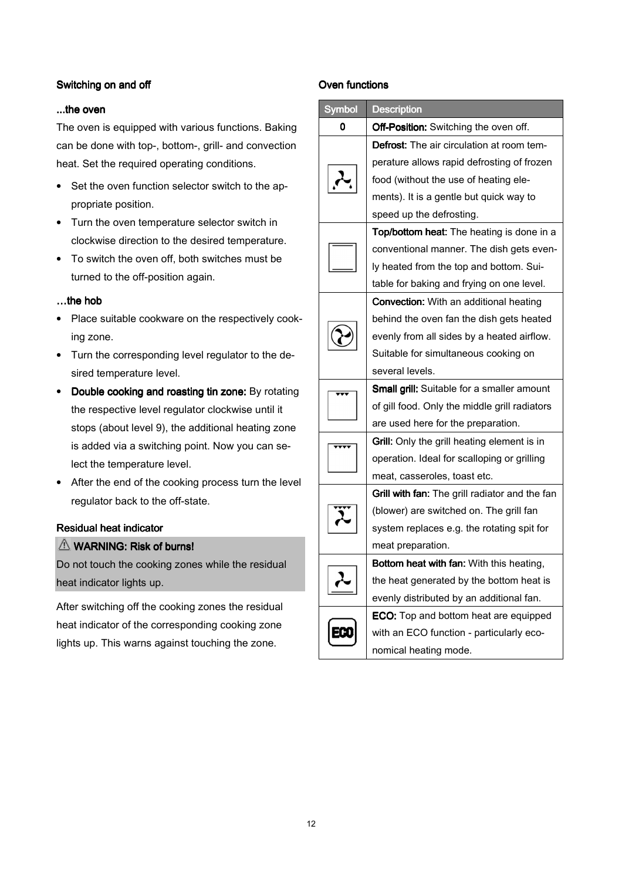## Switching on and off

### ...the oven

The oven is equipped with various functions. Baking can be done with top-, bottom-, grill- and convection heat. Set the required operating conditions.

- Set the oven function selector switch to the appropriate position.
- Turn the oven temperature selector switch in clockwise direction to the desired temperature.
- To switch the oven off, both switches must be turned to the off-position again.

### …the hob

- Place suitable cookware on the respectively cooking zone.
- Turn the corresponding level regulator to the desired temperature level.
- **Double cooking and roasting tin zone:** By rotating the respective level regulator clockwise until it stops (about level 9), the additional heating zone is added via a switching point. Now you can select the temperature level.
- After the end of the cooking process turn the level regulator back to the off-state.

### Residual heat indicator

⚠ **WARNING: Risk of burns!**

Do not touch the cooking zones while the residual heat indicator lights up.

After switching off the cooking zones the residual heat indicator of the corresponding cooking zone lights up. This warns against touching the zone.

## Oven functions

| Symbol | Description |
|---|---|
| 0 | **Off-Position:** Switching the oven off. |
| | **Defrost:** The air circulation at room temperature allows rapid defrosting of frozen food (without the use of heating elements). It is a gentle but quick way to speed up the defrosting. |
| | **Top/bottom heat:** The heating is done in a conventional manner. The dish gets evenly heated from the top and bottom. Suitable for baking and frying on one level. |
| | **Convection:** With an additional heating behind the oven fan the dish gets heated evenly from all sides by a heated airflow. Suitable for simultaneous cooking on several levels. |
| | **Small grill:** Suitable for a smaller amount of gill food. Only the middle grill radiators are used here for the preparation. |
| | **Grill:** Only the grill heating element is in operation. Ideal for scalloping or grilling meat, casseroles, toast etc. |
| | **Grill with fan:** The grill radiator and the fan (blower) are switched on. The grill fan system replaces e.g. the rotating spit for meat preparation. |
| | **Bottom heat with fan:** With this heating, the heat generated by the bottom heat is evenly distributed by an additional fan. |
| ECO | **ECO:** Top and bottom heat are equipped with an ECO function - particularly economical heating mode. |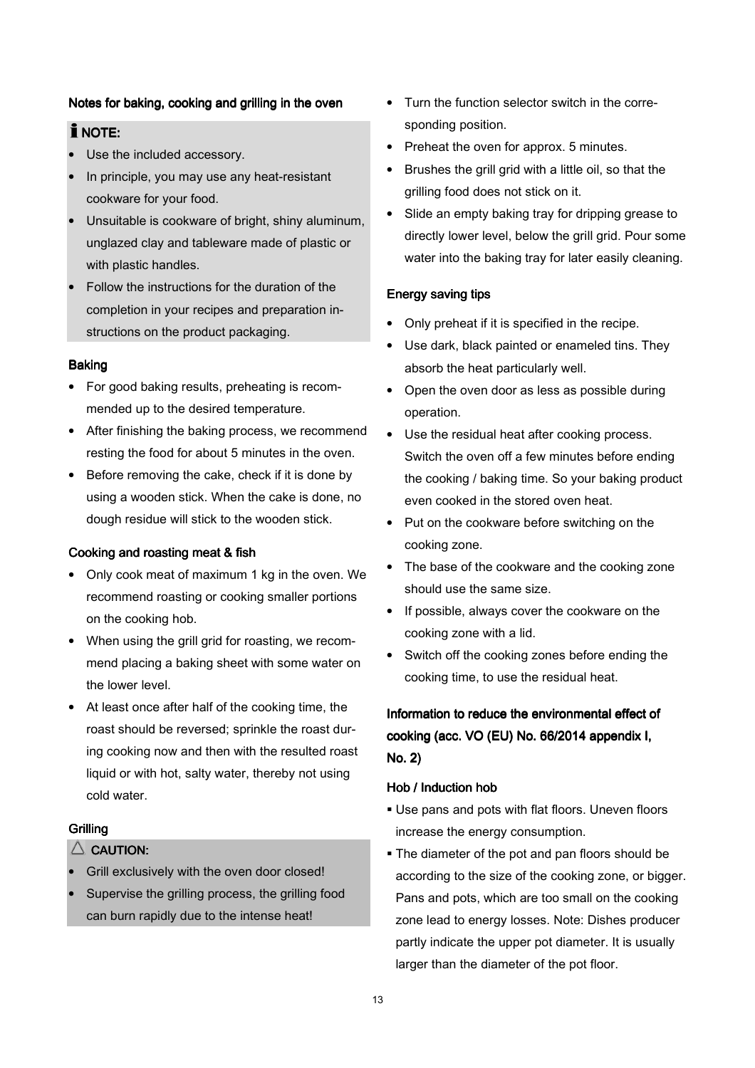### Notes for baking, cooking and grilling in the oven

**NOTE:**

- Use the included accessory.
- In principle, you may use any heat-resistant cookware for your food.
- Unsuitable is cookware of bright, shiny aluminum, unglazed clay and tableware made of plastic or with plastic handles.
- Follow the instructions for the duration of the completion in your recipes and preparation instructions on the product packaging.

### Baking

- For good baking results, preheating is recommended up to the desired temperature.
- After finishing the baking process, we recommend resting the food for about 5 minutes in the oven.
- Before removing the cake, check if it is done by using a wooden stick. When the cake is done, no dough residue will stick to the wooden stick.

### Cooking and roasting meat & fish

- Only cook meat of maximum 1 kg in the oven. We recommend roasting or cooking smaller portions on the cooking hob.
- When using the grill grid for roasting, we recommend placing a baking sheet with some water on the lower level.
- At least once after half of the cooking time, the roast should be reversed; sprinkle the roast during cooking now and then with the resulted roast liquid or with hot, salty water, thereby not using cold water.

### Grilling

**CAUTION:**

- Grill exclusively with the oven door closed!
- Supervise the grilling process, the grilling food can burn rapidly due to the intense heat!

- Turn the function selector switch in the corresponding position.
- Preheat the oven for approx. 5 minutes.
- Brushes the grill grid with a little oil, so that the grilling food does not stick on it.
- Slide an empty baking tray for dripping grease to directly lower level, below the grill grid. Pour some water into the baking tray for later easily cleaning.

### Energy saving tips

- Only preheat if it is specified in the recipe.
- Use dark, black painted or enameled tins. They absorb the heat particularly well.
- Open the oven door as less as possible during operation.
- Use the residual heat after cooking process. Switch the oven off a few minutes before ending the cooking / baking time. So your baking product even cooked in the stored oven heat.
- Put on the cookware before switching on the cooking zone.
- The base of the cookware and the cooking zone should use the same size.
- If possible, always cover the cookware on the cooking zone with a lid.
- Switch off the cooking zones before ending the cooking time, to use the residual heat.

## Information to reduce the environmental effect of cooking (acc. VO (EU) No. 66/2014 appendix I, No. 2)

### Hob / Induction hob

- Use pans and pots with flat floors. Uneven floors increase the energy consumption.
- The diameter of the pot and pan floors should be according to the size of the cooking zone, or bigger. Pans and pots, which are too small on the cooking zone lead to energy losses. Note: Dishes producer partly indicate the upper pot diameter. It is usually larger than the diameter of the pot floor.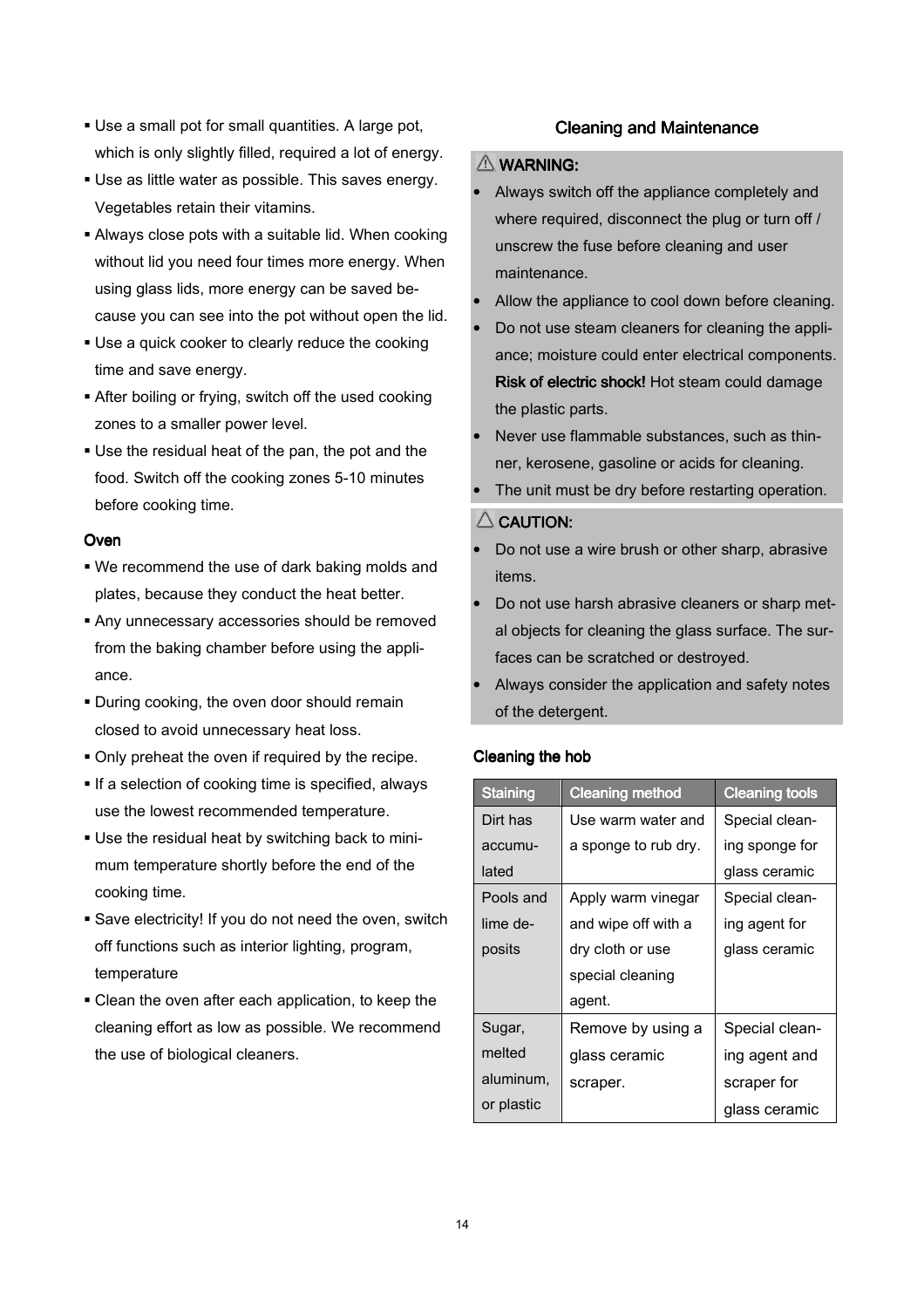- Use a small pot for small quantities. A large pot, which is only slightly filled, required a lot of energy.
- Use as little water as possible. This saves energy. Vegetables retain their vitamins.
- Always close pots with a suitable lid. When cooking without lid you need four times more energy. When using glass lids, more energy can be saved because you can see into the pot without open the lid.
- Use a quick cooker to clearly reduce the cooking time and save energy.
- After boiling or frying, switch off the used cooking zones to a smaller power level.
- Use the residual heat of the pan, the pot and the food. Switch off the cooking zones 5-10 minutes before cooking time.

### Oven

- We recommend the use of dark baking molds and plates, because they conduct the heat better.
- Any unnecessary accessories should be removed from the baking chamber before using the appliance.
- During cooking, the oven door should remain closed to avoid unnecessary heat loss.
- Only preheat the oven if required by the recipe.
- If a selection of cooking time is specified, always use the lowest recommended temperature.
- Use the residual heat by switching back to minimum temperature shortly before the end of the cooking time.
- Save electricity! If you do not need the oven, switch off functions such as interior lighting, program, temperature
- Clean the oven after each application, to keep the cleaning effort as low as possible. We recommend the use of biological cleaners.

## Cleaning and Maintenance

⚠ **WARNING:**

- Always switch off the appliance completely and where required, disconnect the plug or turn off / unscrew the fuse before cleaning and user maintenance.
- Allow the appliance to cool down before cleaning.
- Do not use steam cleaners for cleaning the appliance; moisture could enter electrical components. **Risk of electric shock!** Hot steam could damage the plastic parts.
- Never use flammable substances, such as thinner, kerosene, gasoline or acids for cleaning.
- The unit must be dry before restarting operation.

△ **CAUTION:**

- Do not use a wire brush or other sharp, abrasive items.
- Do not use harsh abrasive cleaners or sharp metal objects for cleaning the glass surface. The surfaces can be scratched or destroyed.
- Always consider the application and safety notes of the detergent.

### Cleaning the hob

| Staining | Cleaning method | Cleaning tools |
|---|---|---|
| Dirt has accumulated | Use warm water and a sponge to rub dry. | Special cleaning sponge for glass ceramic |
| Pools and lime deposits | Apply warm vinegar and wipe off with a dry cloth or use special cleaning agent. | Special cleaning agent for glass ceramic |
| Sugar, melted aluminum, or plastic | Remove by using a glass ceramic scraper. | Special cleaning agent and scraper for glass ceramic |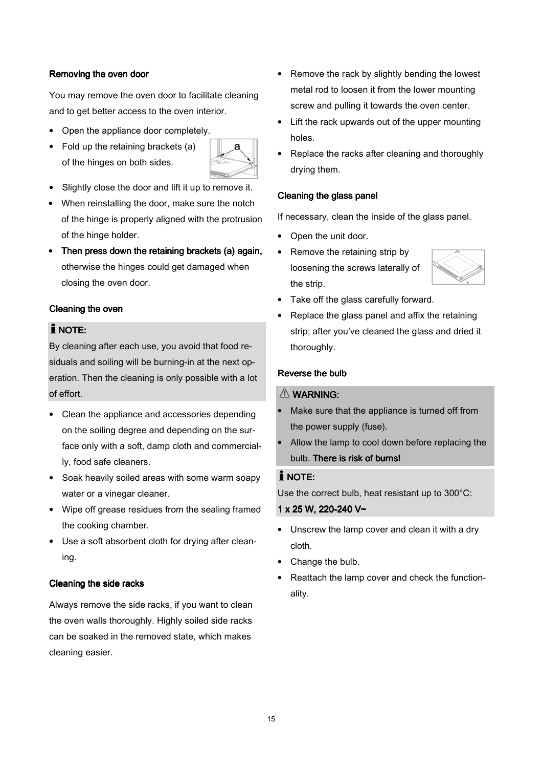### Removing the oven door

You may remove the oven door to facilitate cleaning and to get better access to the oven interior.

- Open the appliance door completely.
- Fold up the retaining brackets (a) of the hinges on both sides.
- Slightly close the door and lift it up to remove it.
- When reinstalling the door, make sure the notch of the hinge is properly aligned with the protrusion of the hinge holder.
- **Then press down the retaining brackets (a) again,** otherwise the hinges could get damaged when closing the oven door.

### Cleaning the oven

**NOTE:**
By cleaning after each use, you avoid that food residuals and soiling will be burning-in at the next operation. Then the cleaning is only possible with a lot of effort.

- Clean the appliance and accessories depending on the soiling degree and depending on the surface only with a soft, damp cloth and commercially, food safe cleaners.
- Soak heavily soiled areas with some warm soapy water or a vinegar cleaner.
- Wipe off grease residues from the sealing framed the cooking chamber.
- Use a soft absorbent cloth for drying after cleaning.

### Cleaning the side racks

Always remove the side racks, if you want to clean the oven walls thoroughly. Highly soiled side racks can be soaked in the removed state, which makes cleaning easier.

- Remove the rack by slightly bending the lowest metal rod to loosen it from the lower mounting screw and pulling it towards the oven center.
- Lift the rack upwards out of the upper mounting holes.
- Replace the racks after cleaning and thoroughly drying them.

### Cleaning the glass panel

If necessary, clean the inside of the glass panel.

- Open the unit door.
- Remove the retaining strip by loosening the screws laterally of the strip.
- Take off the glass carefully forward.
- Replace the glass panel and affix the retaining strip; after you've cleaned the glass and dried it thoroughly.

### Reverse the bulb

**WARNING:**

- Make sure that the appliance is turned off from the power supply (fuse).
- Allow the lamp to cool down before replacing the bulb. **There is risk of burns!**

**NOTE:**
Use the correct bulb, heat resistant up to 300°C:
**1 x 25 W, 220-240 V~**

- Unscrew the lamp cover and clean it with a dry cloth.
- Change the bulb.
- Reattach the lamp cover and check the functionality.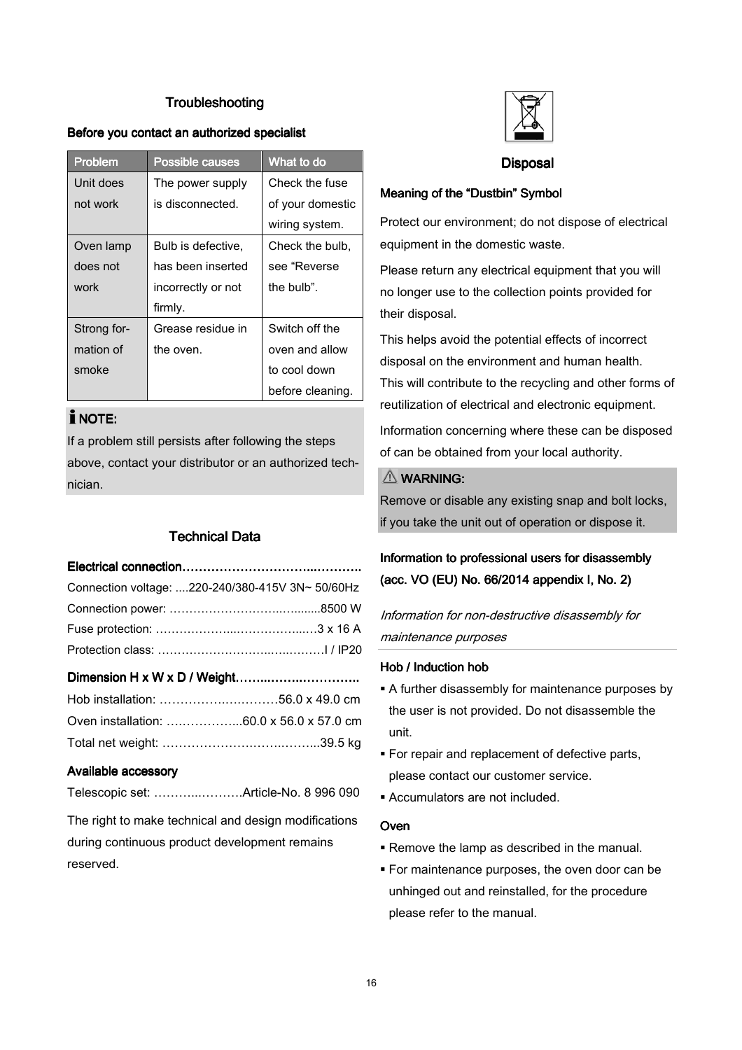## Troubleshooting

**Before you contact an authorized specialist**

| Problem | Possible causes | What to do |
|---|---|---|
| Unit does not work | The power supply is disconnected. | Check the fuse of your domestic wiring system. |
| Oven lamp does not work | Bulb is defective, has been inserted incorrectly or not firmly. | Check the bulb, see "Reverse the bulb". |
| Strong formation of smoke | Grease residue in the oven. | Switch off the oven and allow to cool down before cleaning. |

**NOTE:**

If a problem still persists after following the steps above, contact your distributor or an authorized technician.

## Technical Data

**Electrical connection……………………………..………..**

Connection voltage: ....220-240/380-415V 3N~ 50/60Hz

Connection power: ……………………..….......8500 W

Fuse protection: ………………...……………...…3 x 16 A

Protection class: ………..………………..…..………I / IP20

**Dimension H x W x D / Weight……...…….……………..**

Hob installation: ……………….….……56.0 x 49.0 cm

Oven installation: ….…………...60.0 x 56.0 x 57.0 cm

Total net weight: …………………….…….……...39.5 kg

**Available accessory**

Telescopic set: ………..……….Article-No. 8 996 090

The right to make technical and design modifications during continuous product development remains reserved.

## Disposal

**Meaning of the "Dustbin" Symbol**

Protect our environment; do not dispose of electrical equipment in the domestic waste.

Please return any electrical equipment that you will no longer use to the collection points provided for their disposal.

This helps avoid the potential effects of incorrect disposal on the environment and human health. This will contribute to the recycling and other forms of reutilization of electrical and electronic equipment.

Information concerning where these can be disposed of can be obtained from your local authority.

**WARNING:**

Remove or disable any existing snap and bolt locks, if you take the unit out of operation or dispose it.

**Information to professional users for disassembly (acc. VO (EU) No. 66/2014 appendix I, No. 2)**

*Information for non-destructive disassembly for maintenance purposes*

**Hob / Induction hob**

- A further disassembly for maintenance purposes by the user is not provided. Do not disassemble the unit.
- For repair and replacement of defective parts, please contact our customer service.
- Accumulators are not included.

**Oven**

- Remove the lamp as described in the manual.
- For maintenance purposes, the oven door can be unhinged out and reinstalled, for the procedure please refer to the manual.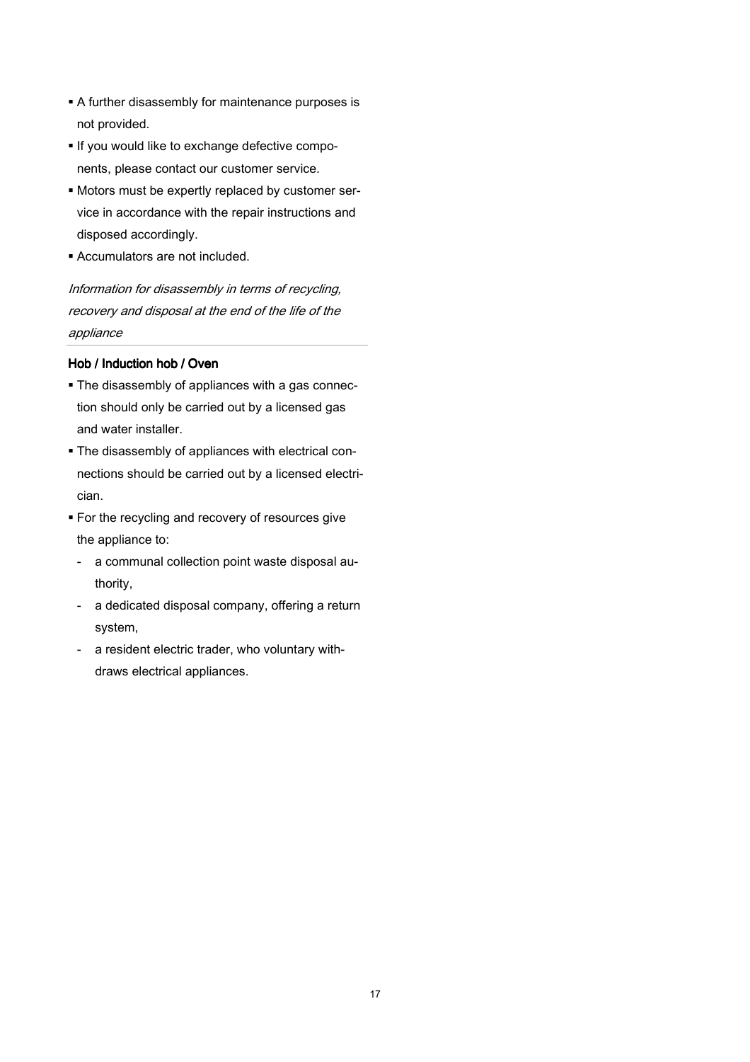- A further disassembly for maintenance purposes is not provided.
- If you would like to exchange defective components, please contact our customer service.
- Motors must be expertly replaced by customer service in accordance with the repair instructions and disposed accordingly.
- Accumulators are not included.

*Information for disassembly in terms of recycling, recovery and disposal at the end of the life of the appliance*

**Hob / Induction hob / Oven**

- The disassembly of appliances with a gas connection should only be carried out by a licensed gas and water installer.
- The disassembly of appliances with electrical connections should be carried out by a licensed electrician.
- For the recycling and recovery of resources give the appliance to:
  - a communal collection point waste disposal authority,
  - a dedicated disposal company, offering a return system,
  - a resident electric trader, who voluntary withdraws electrical appliances.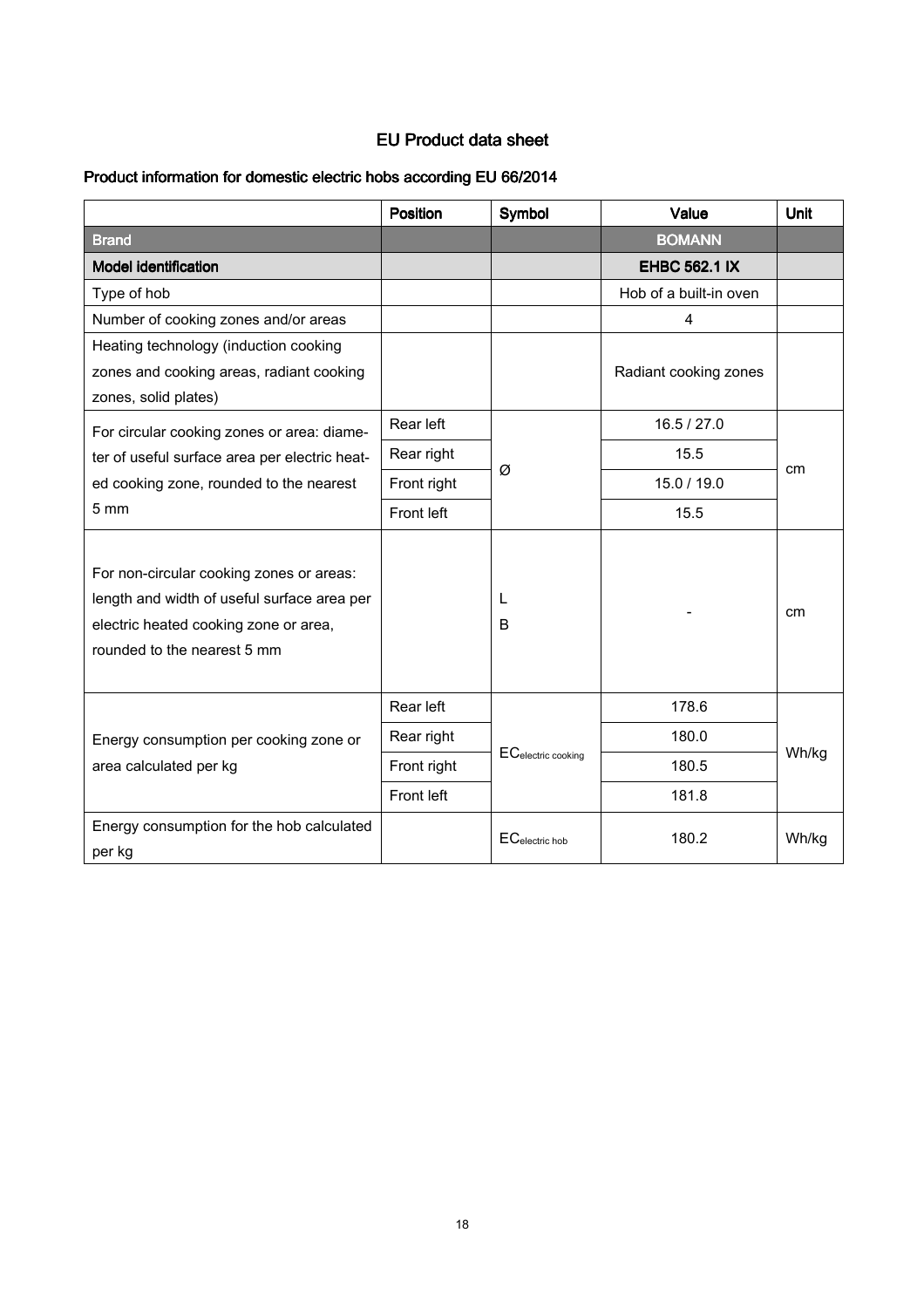## EU Product data sheet

### Product information for domestic electric hobs according EU 66/2014

| | Position | Symbol | Value | Unit |
|---|---|---|---|---|
| **Brand** | | | **BOMANN** | |
| **Model identification** | | | **EHBC 562.1 IX** | |
| Type of hob | | | Hob of a built-in oven | |
| Number of cooking zones and/or areas | | | 4 | |
| Heating technology (induction cooking zones and cooking areas, radiant cooking zones, solid plates) | | | Radiant cooking zones | |
| For circular cooking zones or area: diameter of useful surface area per electric heated cooking zone, rounded to the nearest 5 mm | Rear left | Ø | 16.5 / 27.0 | cm |
| | Rear right | | 15.5 | |
| | Front right | | 15.0 / 19.0 | |
| | Front left | | 15.5 | |
| For non-circular cooking zones or areas: length and width of useful surface area per electric heated cooking zone or area, rounded to the nearest 5 mm | | L<br>B | - | cm |
| Energy consumption per cooking zone or area calculated per kg | Rear left | $EC_{electric\ cooking}$ | 178.6 | Wh/kg |
| | Rear right | | 180.0 | |
| | Front right | | 180.5 | |
| | Front left | | 181.8 | |
| Energy consumption for the hob calculated per kg | | $EC_{electric\ hob}$ | 180.2 | Wh/kg |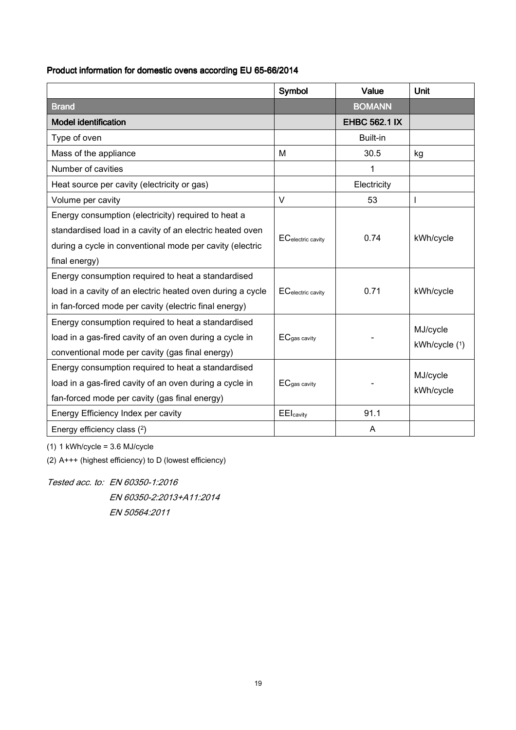**Product information for domestic ovens according EU 65-66/2014**

| | Symbol | Value | Unit |
|---|---|---|---|
| **Brand** | | **BOMANN** | |
| **Model identification** | | **EHBC 562.1 IX** | |
| Type of oven | | Built-in | |
| Mass of the appliance | M | 30.5 | kg |
| Number of cavities | | 1 | |
| Heat source per cavity (electricity or gas) | | Electricity | |
| Volume per cavity | V | 53 | l |
| Energy consumption (electricity) required to heat a standardised load in a cavity of an electric heated oven during a cycle in conventional mode per cavity (electric final energy) | $EC_{electric\ cavity}$ | 0.74 | kWh/cycle |
| Energy consumption required to heat a standardised load in a cavity of an electric heated oven during a cycle in fan-forced mode per cavity (electric final energy) | $EC_{electric\ cavity}$ | 0.71 | kWh/cycle |
| Energy consumption required to heat a standardised load in a gas-fired cavity of an oven during a cycle in conventional mode per cavity (gas final energy) | $EC_{gas\ cavity}$ | - | MJ/cycle kWh/cycle (1) |
| Energy consumption required to heat a standardised load in a gas-fired cavity of an oven during a cycle in fan-forced mode per cavity (gas final energy) | $EC_{gas\ cavity}$ | - | MJ/cycle kWh/cycle |
| Energy Efficiency Index per cavity | $EEI_{cavity}$ | 91.1 | |
| Energy efficiency class (2) | | A | |

(1) 1 kWh/cycle = 3.6 MJ/cycle

(2) A+++ (highest efficiency) to D (lowest efficiency)

*Tested acc. to: EN 60350-1:2016*
*EN 60350-2:2013+A11:2014*
*EN 50564:2011*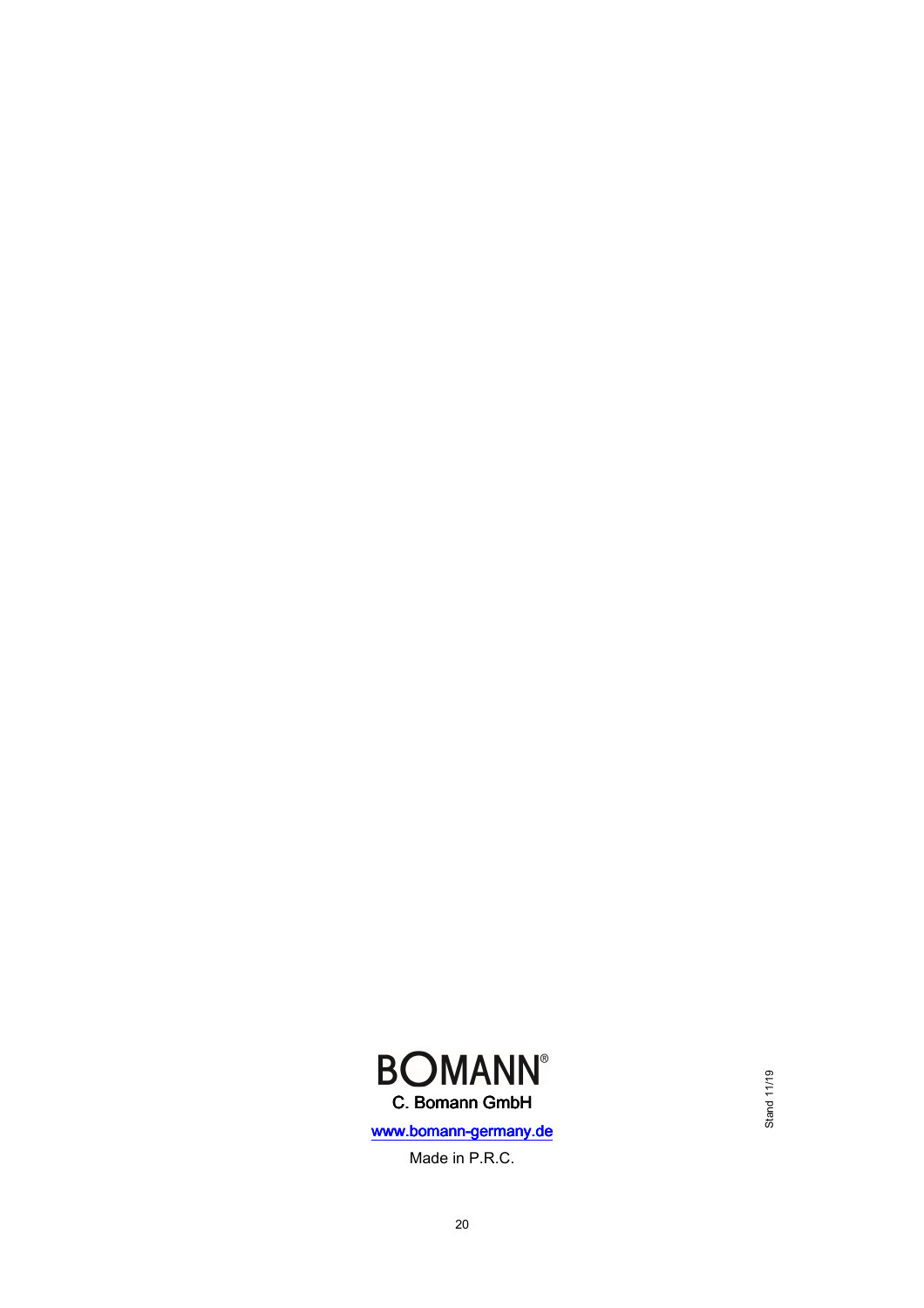BOMANN®

C. Bomann GmbH

www.bomann-germany.de

Made in P.R.C.

Stand 11/19